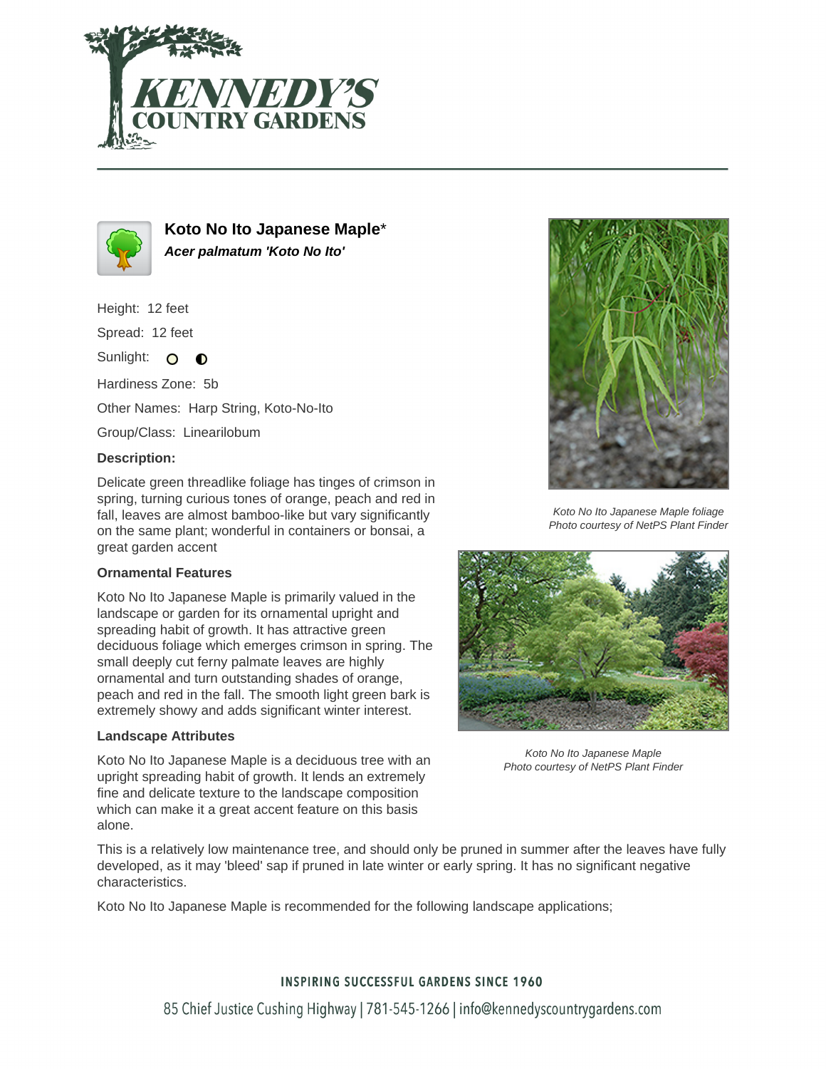# Koto No Ito Japanese Maple*

***Acer palmatum 'Koto No Ito'***

Height: 12 feet

Spread: 12 feet

Sunlight:

Hardiness Zone: 5b

Other Names: Harp String, Koto-No-Ito

Group/Class: Linearilobum

**Description:**

Delicate green threadlike foliage has tinges of crimson in spring, turning curious tones of orange, peach and red in fall, leaves are almost bamboo-like but vary significantly on the same plant; wonderful in containers or bonsai, a great garden accent

*Koto No Ito Japanese Maple foliage*
*Photo courtesy of NetPS Plant Finder*

### Ornamental Features

Koto No Ito Japanese Maple is primarily valued in the landscape or garden for its ornamental upright and spreading habit of growth. It has attractive green deciduous foliage which emerges crimson in spring. The small deeply cut ferny palmate leaves are highly ornamental and turn outstanding shades of orange, peach and red in the fall. The smooth light green bark is extremely showy and adds significant winter interest.

*Koto No Ito Japanese Maple*
*Photo courtesy of NetPS Plant Finder*

### Landscape Attributes

Koto No Ito Japanese Maple is a deciduous tree with an upright spreading habit of growth. It lends an extremely fine and delicate texture to the landscape composition which can make it a great accent feature on this basis alone.

This is a relatively low maintenance tree, and should only be pruned in summer after the leaves have fully developed, as it may 'bleed' sap if pruned in late winter or early spring. It has no significant negative characteristics.

Koto No Ito Japanese Maple is recommended for the following landscape applications;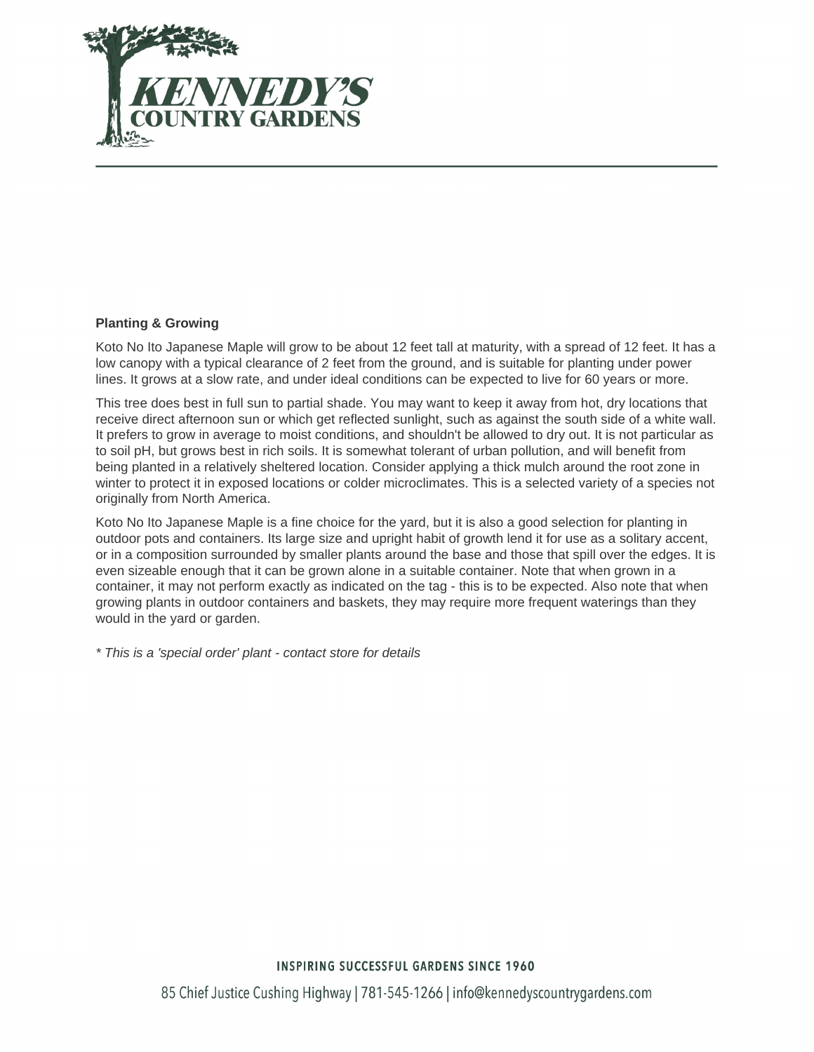**Planting & Growing**

Koto No Ito Japanese Maple will grow to be about 12 feet tall at maturity, with a spread of 12 feet. It has a low canopy with a typical clearance of 2 feet from the ground, and is suitable for planting under power lines. It grows at a slow rate, and under ideal conditions can be expected to live for 60 years or more.

This tree does best in full sun to partial shade. You may want to keep it away from hot, dry locations that receive direct afternoon sun or which get reflected sunlight, such as against the south side of a white wall. It prefers to grow in average to moist conditions, and shouldn't be allowed to dry out. It is not particular as to soil pH, but grows best in rich soils. It is somewhat tolerant of urban pollution, and will benefit from being planted in a relatively sheltered location. Consider applying a thick mulch around the root zone in winter to protect it in exposed locations or colder microclimates. This is a selected variety of a species not originally from North America.

Koto No Ito Japanese Maple is a fine choice for the yard, but it is also a good selection for planting in outdoor pots and containers. Its large size and upright habit of growth lend it for use as a solitary accent, or in a composition surrounded by smaller plants around the base and those that spill over the edges. It is even sizeable enough that it can be grown alone in a suitable container. Note that when grown in a container, it may not perform exactly as indicated on the tag - this is to be expected. Also note that when growing plants in outdoor containers and baskets, they may require more frequent waterings than they would in the yard or garden.

*\* This is a 'special order' plant - contact store for details*